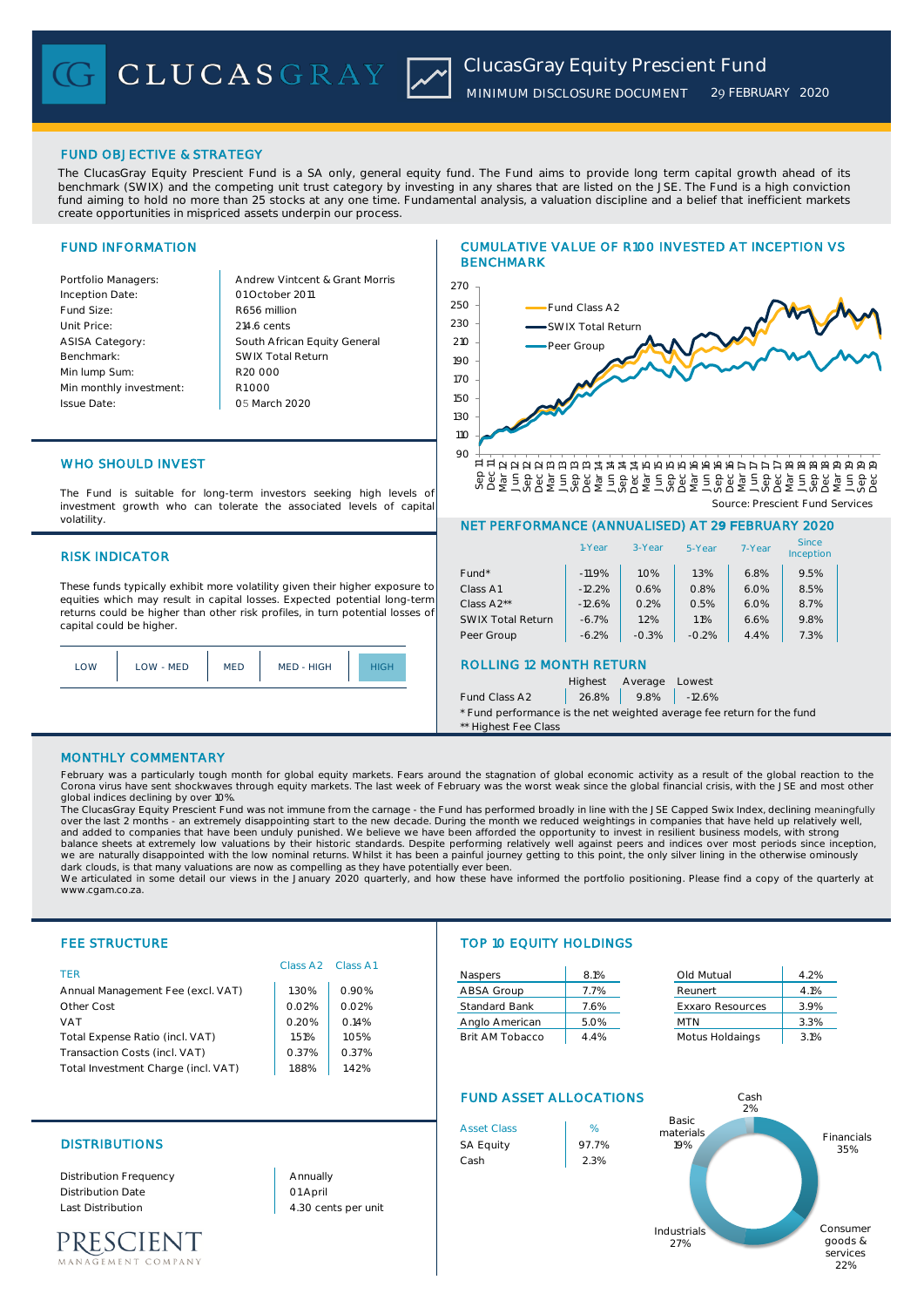# ClucasGray Equity Prescient Fund

MINIMUM DISCLOSURE DOCUMENT 29 FEBRUARY 2020

## FUND OBJECTIVE & STRATEGY

The ClucasGray Equity Prescient Fund is a SA only, general equity fund. The Fund aims to provide long term capital growth ahead of its benchmark (SWIX) and the competing unit trust category by investing in any shares that are listed on the JSE. The Fund is a high conviction fund aiming to hold no more than 25 stocks at any one time. Fundamental analysis, a valuation discipline and a belief that inefficient markets create opportunities in mispriced assets underpin our process.

## FUND INFORMATION

| | |
|---|---|
| Portfolio Managers: | Andrew Vintcent & Grant Morris |
| Inception Date: | 01 October 2011 |
| Fund Size: | R656 million |
| Unit Price: | 214.6 cents |
| ASISA Category: | South African Equity General |
| Benchmark: | SWIX Total Return |
| Min lump Sum: | R20 000 |
| Min monthly investment: | R1 000 |
| Issue Date: | 05 March 2020 |

## CUMULATIVE VALUE OF R100 INVESTED AT INCEPTION VS BENCHMARK

Fund Class A2, SWIX Total Return, Peer Group

Source: Prescient Fund Services

## WHO SHOULD INVEST

The Fund is suitable for long-term investors seeking high levels of investment growth who can tolerate the associated levels of capital volatility.

## RISK INDICATOR

These funds typically exhibit more volatility given their higher exposure to equities which may result in capital losses. Expected potential long-term returns could be higher than other risk profiles, in turn potential losses of capital could be higher.

| LOW | LOW - MED | MED | MED - HIGH | **HIGH** |
|---|---|---|---|---|

## NET PERFORMANCE (ANNUALISED) AT 29 FEBRUARY 2020

| | 1-Year | 3-Year | 5-Year | 7-Year | Since Inception |
|---|---|---|---|---|---|
| Fund* | -11.9% | 1.0% | 1.3% | 6.8% | 9.5% |
| Class A1 | -12.2% | 0.6% | 0.8% | 6.0% | 8.5% |
| Class A2** | -12.6% | 0.2% | 0.5% | 6.0% | 8.7% |
| SWIX Total Return | -6.7% | 1.2% | 1.1% | 6.6% | 9.8% |
| Peer Group | -6.2% | -0.3% | -0.2% | 4.4% | 7.3% |

## ROLLING 12 MONTH RETURN

| | Highest | Average | Lowest |
|---|---|---|---|
| Fund Class A2 | 26.8% | 9.8% | -12.6% |

\* Fund performance is the net weighted average fee return for the fund

\*\* Highest Fee Class

## MONTHLY COMMENTARY

February was a particularly tough month for global equity markets. Fears around the stagnation of global economic activity as a result of the global reaction to the Corona virus have sent shockwaves through equity markets. The last week of February was the worst weak since the global financial crisis, with the JSE and most other global indices declining by over 10%.

The ClucasGray Equity Prescient Fund was not immune from the carnage - the Fund has performed broadly in line with the JSE Capped Swix Index, declining meaningfully over the last 2 months - an extremely disappointing start to the new decade. During the month we reduced weightings in companies that have held up relatively well, and added to companies that have been unduly punished. We believe we have been afforded the opportunity to invest in resilient business models, with strong balance sheets at extremely low valuations by their historic standards. Despite performing relatively well against peers and indices over most periods since inception, we are naturally disappointed with the low nominal returns. Whilst it has been a painful journey getting to this point, the only silver lining in the otherwise ominously dark clouds, is that many valuations are now as compelling as they have potentially ever been.

We articulated in some detail our views in the January 2020 quarterly, and how these have informed the portfolio positioning. Please find a copy of the quarterly at www.cgam.co.za.

## FEE STRUCTURE

| TER | Class A2 | Class A1 |
|---|---|---|
| Annual Management Fee (excl. VAT) | 1.30% | 0.90% |
| Other Cost | 0.02% | 0.02% |
| VAT | 0.20% | 0.14% |
| Total Expense Ratio (incl. VAT) | 1.51% | 1.05% |
| Transaction Costs (incl. VAT) | 0.37% | 0.37% |
| Total Investment Charge (incl. VAT) | 1.88% | 1.42% |

## TOP 10 EQUITY HOLDINGS

| | | | |
|---|---|---|---|
| Naspers | 8.1% | Old Mutual | 4.2% |
| ABSA Group | 7.7% | Reunert | 4.1% |
| Standard Bank | 7.6% | Exxaro Resources | 3.9% |
| Anglo American | 5.0% | MTN | 3.3% |
| Brit AM Tobacco | 4.4% | Motus Holdaings | 3.1% |

## DISTRIBUTIONS

| | |
|---|---|
| Distribution Frequency | Annually |
| Distribution Date | 01 April |
| Last Distribution | 4.30 cents per unit |

## FUND ASSET ALLOCATIONS

| Asset Class | % |
|---|---|
| SA Equity | 97.7% |
| Cash | 2.3% |

Cash 2%, Financials 35%, Consumer goods & services 22%, Industrials 27%, Basic materials 19%

PRESCIENT MANAGEMENT COMPANY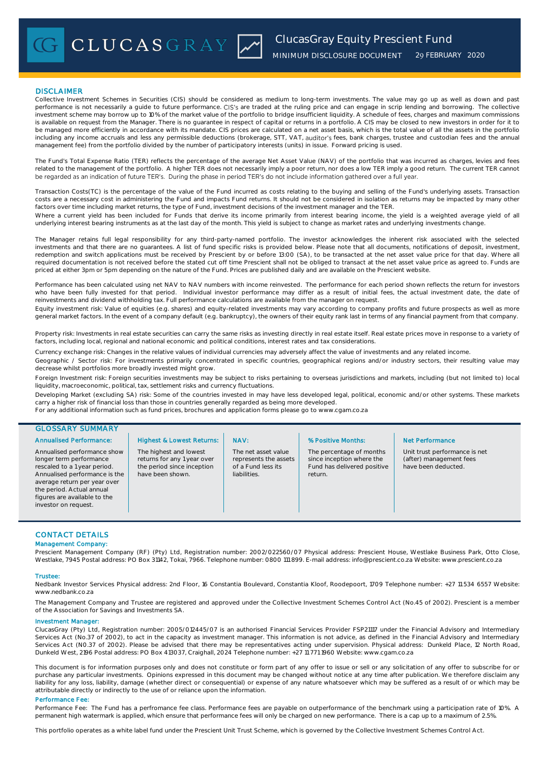CLUCASGRAY

ClucasGray Equity Prescient Fund

MINIMUM DISCLOSURE DOCUMENT 29 FEBRUARY 2020

## DISCLAIMER

Collective Investment Schemes in Securities (CIS) should be considered as medium to long-term investments. The value may go up as well as down and past performance is not necessarily a guide to future performance. CIS's are traded at the ruling price and can engage in scrip lending and borrowing. The collective investment scheme may borrow up to 10% of the market value of the portfolio to bridge insufficient liquidity. A schedule of fees, charges and maximum commissions is available on request from the Manager. There is no guarantee in respect of capital or returns in a portfolio. A CIS may be closed to new investors in order for it to be managed more efficiently in accordance with its mandate. CIS prices are calculated on a net asset basis, which is the total value of all the assets in the portfolio including any income accruals and less any permissible deductions (brokerage, STT, VAT, auditor's fees, bank charges, trustee and custodian fees and the annual management fee) from the portfolio divided by the number of participatory interests (units) in issue. Forward pricing is used.

The Fund's Total Expense Ratio (TER) reflects the percentage of the average Net Asset Value (NAV) of the portfolio that was incurred as charges, levies and fees related to the management of the portfolio. A higher TER does not necessarily imply a poor return, nor does a low TER imply a good return. The current TER cannot be regarded as an indication of future TER's. During the phase in period TER's do not include information gathered over a full year.

Transaction Costs(TC) is the percentage of the value of the Fund incurred as costs relating to the buying and selling of the Fund's underlying assets. Transaction costs are a necessary cost in administering the Fund and impacts Fund returns. It should not be considered in isolation as returns may be impacted by many other factors over time including market returns, the type of Fund, investment decisions of the investment manager and the TER.

Where a current yield has been included for Funds that derive its income primarily from interest bearing income, the yield is a weighted average yield of all underlying interest bearing instruments as at the last day of the month. This yield is subject to change as market rates and underlying investments change.

The Manager retains full legal responsibility for any third-party-named portfolio. The investor acknowledges the inherent risk associated with the selected investments and that there are no guarantees. A list of fund specific risks is provided below. Please note that all documents, notifications of deposit, investment, redemption and switch applications must be received by Prescient by or before 13:00 (SA), to be transacted at the net asset value price for that day. Where all required documentation is not received before the stated cut off time Prescient shall not be obliged to transact at the net asset value price as agreed to. Funds are priced at either 3pm or 5pm depending on the nature of the Fund. Prices are published daily and are available on the Prescient website.

Performance has been calculated using net NAV to NAV numbers with income reinvested. The performance for each period shown reflects the return for investors who have been fully invested for that period. Individual investor performance may differ as a result of initial fees, the actual investment date, the date of reinvestments and dividend withholding tax. Full performance calculations are available from the manager on request.

Equity investment risk: Value of equities (e.g. shares) and equity-related investments may vary according to company profits and future prospects as well as more general market factors. In the event of a company default (e.g. bankruptcy), the owners of their equity rank last in terms of any financial payment from that company.

Property risk: Investments in real estate securities can carry the same risks as investing directly in real estate itself. Real estate prices move in response to a variety of factors, including local, regional and national economic and political conditions, interest rates and tax considerations.

Currency exchange risk: Changes in the relative values of individual currencies may adversely affect the value of investments and any related income.

Geographic / Sector risk: For investments primarily concentrated in specific countries, geographical regions and/or industry sectors, their resulting value may decrease whilst portfolios more broadly invested might grow.

Foreign Investment risk: Foreign securities investments may be subject to risks pertaining to overseas jurisdictions and markets, including (but not limited to) local liquidity, macroeconomic, political, tax, settlement risks and currency fluctuations.

Developing Market (excluding SA) risk: Some of the countries invested in may have less developed legal, political, economic and/or other systems. These markets carry a higher risk of financial loss than those in countries generally regarded as being more developed.

For any additional information such as fund prices, brochures and application forms please go to www.cgam.co.za

## GLOSSARY SUMMARY

**Annualised Performance:** Annualised performance show longer term performance rescaled to a 1 year period. Annualised performance is the average return per year over the period. Actual annual figures are available to the investor on request.

**Highest & Lowest Returns:** The highest and lowest returns for any 1 year over the period since inception have been shown.

**NAV:** The net asset value represents the assets of a Fund less its liabilities.

**% Positive Months:** The percentage of months since inception where the Fund has delivered positive return.

**Net Performance:** Unit trust performance is net (after) management fees have been deducted.

## CONTACT DETAILS

### Management Company:

Prescient Management Company (RF) (Pty) Ltd, Registration number: 2002/022560/07 Physical address: Prescient House, Westlake Business Park, Otto Close, Westlake, 7945 Postal address: PO Box 31142, Tokai, 7966. Telephone number: 0800 111 899. E-mail address: info@prescient.co.za Website: www.prescient.co.za

### Trustee:

Nedbank Investor Services Physical address: 2nd Floor, 16 Constantia Boulevard, Constantia Kloof, Roodepoort, 1709 Telephone number: +27 11 534 6557 Website: www.nedbank.co.za

The Management Company and Trustee are registered and approved under the Collective Investment Schemes Control Act (No.45 of 2002). Prescient is a member of the Association for Savings and Investments SA.

### Investment Manager:

ClucasGray (Pty) Ltd, Registration number: 2005/012445/07 is an authorised Financial Services Provider FSP21117 under the Financial Advisory and Intermediary Services Act (No.37 of 2002), to act in the capacity as investment manager. This information is not advice, as defined in the Financial Advisory and Intermediary Services Act (N0.37 of 2002). Please be advised that there may be representatives acting under supervision. Physical address: Dunkeld Place, 12 North Road, Dunkeld West, 2196 Postal address: PO Box 413037, Craighall, 2024 Telephone number: +27 11 771 1960 Website: www.cgam.co.za

This document is for information purposes only and does not constitute or form part of any offer to issue or sell or any solicitation of any offer to subscribe for or purchase any particular investments. Opinions expressed in this document may be changed without notice at any time after publication. We therefore disclaim any liability for any loss, liability, damage (whether direct or consequential) or expense of any nature whatsoever which may be suffered as a result of or which may be attributable directly or indirectly to the use of or reliance upon the information.

### Performance Fee:

Performance Fee: The Fund has a perfromance fee class. Performance fees are payable on outperformance of the benchmark using a participation rate of 10%. A permanent high watermark is applied, which ensure that performance fees will only be charged on new performance. There is a cap up to a maximum of 2.5%.

This portfolio operates as a white label fund under the Prescient Unit Trust Scheme, which is governed by the Collective Investment Schemes Control Act.